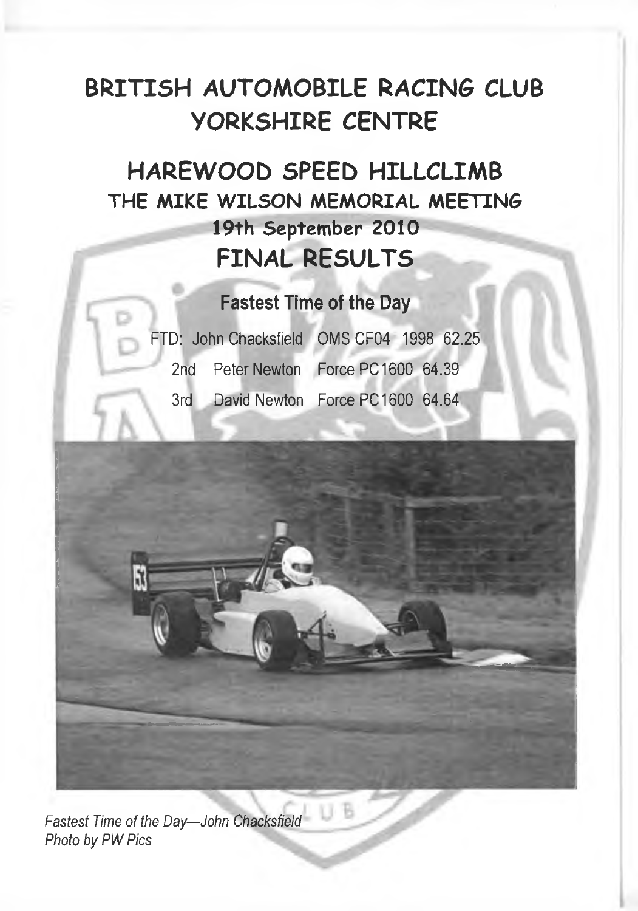# BRITISH AUTOMOBILE RACING CLUB
# YORKSHIRE CENTRE

## HAREWOOD SPEED HILLCLIMB

### THE MIKE WILSON MEMORIAL MEETING

**19th September 2010**

## FINAL RESULTS

### Fastest Time of the Day

| | | | |
|---|---|---|---|
| FTD: | John Chacksfield | OMS CF04 1998 | 62.25 |
| 2nd | Peter Newton | Force PC1600 | 64.39 |
| 3rd | David Newton | Force PC1600 | 64.64 |

*Fastest Time of the Day—John Chacksfield*
*Photo by PW Pics*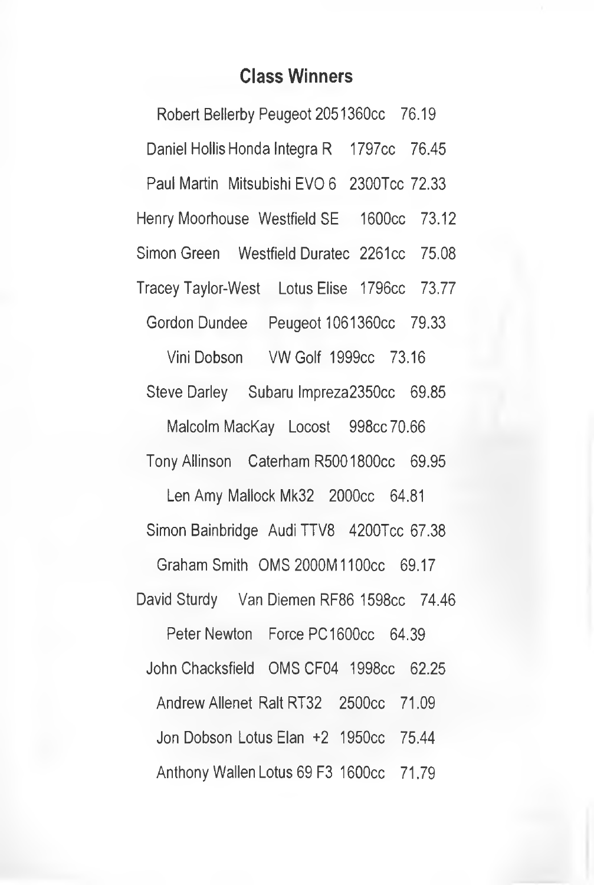## Class Winners

Robert Bellerby Peugeot 2051360cc 76.19

Daniel Hollis Honda Integra R 1797cc 76.45

Paul Martin Mitsubishi EVO 6 2300Tcc 72.33

Henry Moorhouse Westfield SE 1600cc 73.12

Simon Green Westfield Duratec 2261cc 75.08

Tracey Taylor-West Lotus Elise 1796cc 73.77

Gordon Dundee Peugeot 1061360cc 79.33

Vini Dobson VW Golf 1999cc 73.16

Steve Darley Subaru Impreza2350cc 69.85

Malcolm MacKay Locost 998cc 70.66

Tony Allinson Caterham R500 1800cc 69.95

Len Amy Mallock Mk32 2000cc 64.81

Simon Bainbridge Audi TTV8 4200Tcc 67.38

Graham Smith OMS 2000M 1100cc 69.17

David Sturdy Van Diemen RF86 1598cc 74.46

Peter Newton Force PC 1600cc 64.39

John Chacksfield OMS CF04 1998cc 62.25

Andrew Allenet Ralt RT32 2500cc 71.09

Jon Dobson Lotus Elan +2 1950cc 75.44

Anthony Wallen Lotus 69 F3 1600cc 71.79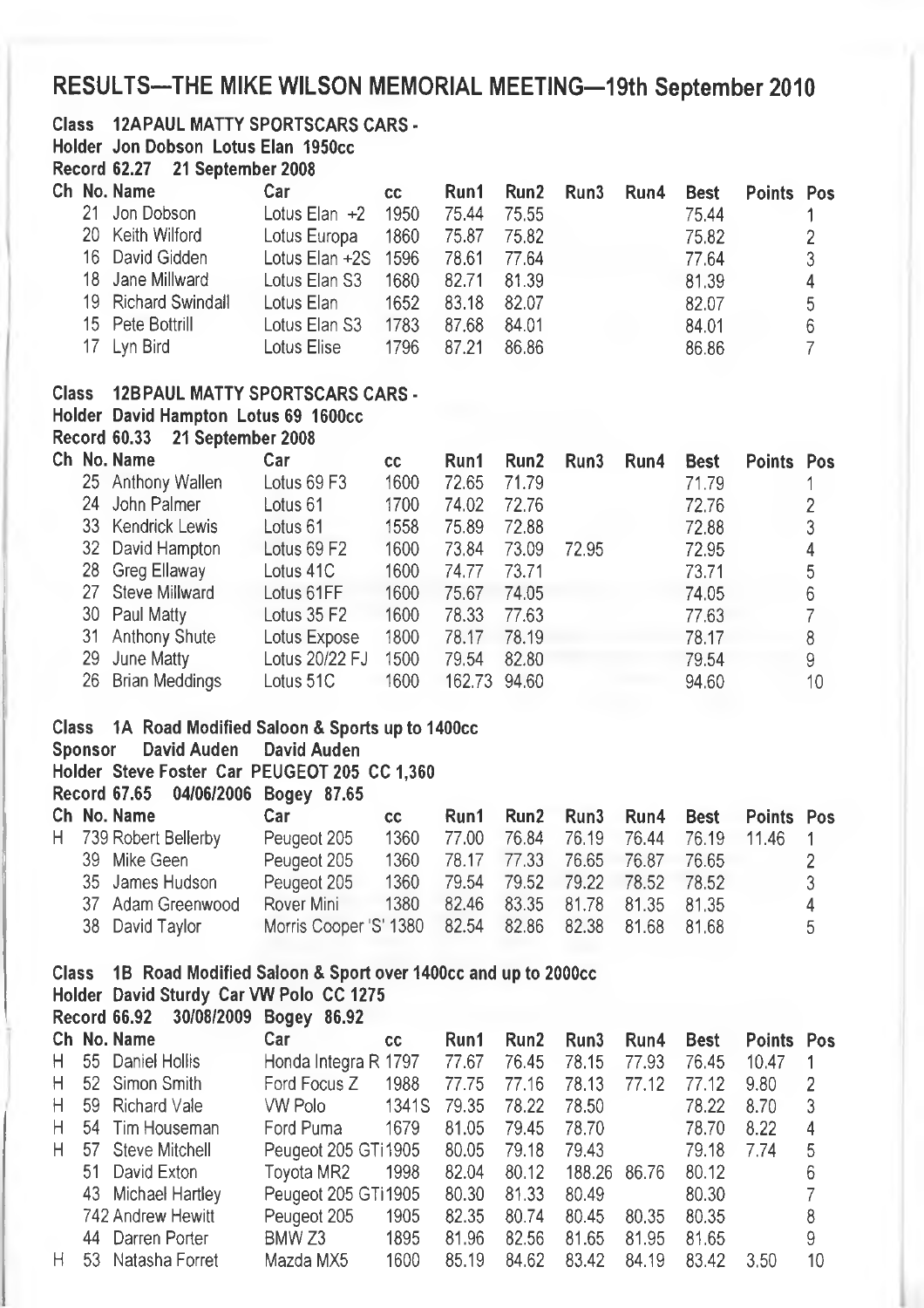# RESULTS—THE MIKE WILSON MEMORIAL MEETING—19th September 2010

**Class 12A PAUL MATTY SPORTSCARS CARS -**
**Holder Jon Dobson Lotus Elan 1950cc**
**Record 62.27 21 September 2008**

| Ch | No. | Name | Car | cc | Run1 | Run2 | Run3 | Run4 | Best | Points | Pos |
|---|---|---|---|---|---|---|---|---|---|---|---|
| | 21 | Jon Dobson | Lotus Elan +2 | 1950 | 75.44 | 75.55 | | | 75.44 | | 1 |
| | 20 | Keith Wilford | Lotus Europa | 1860 | 75.87 | 75.82 | | | 75.82 | | 2 |
| | 16 | David Gidden | Lotus Elan +2S | 1596 | 78.61 | 77.64 | | | 77.64 | | 3 |
| | 18 | Jane Millward | Lotus Elan S3 | 1680 | 82.71 | 81.39 | | | 81.39 | | 4 |
| | 19 | Richard Swindall | Lotus Elan | 1652 | 83.18 | 82.07 | | | 82.07 | | 5 |
| | 15 | Pete Bottrill | Lotus Elan S3 | 1783 | 87.68 | 84.01 | | | 84.01 | | 6 |
| | 17 | Lyn Bird | Lotus Elise | 1796 | 87.21 | 86.86 | | | 86.86 | | 7 |

**Class 12B PAUL MATTY SPORTSCARS CARS -**
**Holder David Hampton Lotus 69 1600cc**
**Record 60.33 21 September 2008**

| Ch | No. | Name | Car | cc | Run1 | Run2 | Run3 | Run4 | Best | Points | Pos |
|---|---|---|---|---|---|---|---|---|---|---|---|
| | 25 | Anthony Wallen | Lotus 69 F3 | 1600 | 72.65 | 71.79 | | | 71.79 | | 1 |
| | 24 | John Palmer | Lotus 61 | 1700 | 74.02 | 72.76 | | | 72.76 | | 2 |
| | 33 | Kendrick Lewis | Lotus 61 | 1558 | 75.89 | 72.88 | | | 72.88 | | 3 |
| | 32 | David Hampton | Lotus 69 F2 | 1600 | 73.84 | 73.09 | 72.95 | | 72.95 | | 4 |
| | 28 | Greg Ellaway | Lotus 41C | 1600 | 74.77 | 73.71 | | | 73.71 | | 5 |
| | 27 | Steve Millward | Lotus 61FF | 1600 | 75.67 | 74.05 | | | 74.05 | | 6 |
| | 30 | Paul Matty | Lotus 35 F2 | 1600 | 78.33 | 77.63 | | | 77.63 | | 7 |
| | 31 | Anthony Shute | Lotus Expose | 1800 | 78.17 | 78.19 | | | 78.17 | | 8 |
| | 29 | June Matty | Lotus 20/22 FJ | 1500 | 79.54 | 82.80 | | | 79.54 | | 9 |
| | 26 | Brian Meddings | Lotus 51C | 1600 | 162.73 | 94.60 | | | 94.60 | | 10 |

**Class 1A Road Modified Saloon & Sports up to 1400cc**
**Sponsor David Auden David Auden**
**Holder Steve Foster Car PEUGEOT 205 CC 1,360**
**Record 67.65 04/06/2006 Bogey 87.65**

| Ch | No. | Name | Car | cc | Run1 | Run2 | Run3 | Run4 | Best | Points | Pos |
|---|---|---|---|---|---|---|---|---|---|---|---|
| H | 739 | Robert Bellerby | Peugeot 205 | 1360 | 77.00 | 76.84 | 76.19 | 76.44 | 76.19 | 11.46 | 1 |
| | 39 | Mike Geen | Peugeot 205 | 1360 | 78.17 | 77.33 | 76.65 | 76.87 | 76.65 | | 2 |
| | 35 | James Hudson | Peugeot 205 | 1360 | 79.54 | 79.52 | 79.22 | 78.52 | 78.52 | | 3 |
| | 37 | Adam Greenwood | Rover Mini | 1380 | 82.46 | 83.35 | 81.78 | 81.35 | 81.35 | | 4 |
| | 38 | David Taylor | Morris Cooper 'S' | 1380 | 82.54 | 82.86 | 82.38 | 81.68 | 81.68 | | 5 |

**Class 1B Road Modified Saloon & Sport over 1400cc and up to 2000cc**
**Holder David Sturdy Car VW Polo CC 1275**
**Record 66.92 30/08/2009 Bogey 86.92**

| Ch | No. | Name | Car | cc | Run1 | Run2 | Run3 | Run4 | Best | Points | Pos |
|---|---|---|---|---|---|---|---|---|---|---|---|
| H | 55 | Daniel Hollis | Honda Integra R | 1797 | 77.67 | 76.45 | 78.15 | 77.93 | 76.45 | 10.47 | 1 |
| H | 52 | Simon Smith | Ford Focus Z | 1988 | 77.75 | 77.16 | 78.13 | 77.12 | 77.12 | 9.80 | 2 |
| H | 59 | Richard Vale | VW Polo | 1341S | 79.35 | 78.22 | 78.50 | | 78.22 | 8.70 | 3 |
| H | 54 | Tim Houseman | Ford Puma | 1679 | 81.05 | 79.45 | 78.70 | | 78.70 | 8.22 | 4 |
| H | 57 | Steve Mitchell | Peugeot 205 GTi | 1905 | 80.05 | 79.18 | 79.43 | | 79.18 | 7.74 | 5 |
| | 51 | David Exton | Toyota MR2 | 1998 | 82.04 | 80.12 | 188.26 | 86.76 | 80.12 | | 6 |
| | 43 | Michael Hartley | Peugeot 205 GTi | 1905 | 80.30 | 81.33 | 80.49 | | 80.30 | | 7 |
| | 742 | Andrew Hewitt | Peugeot 205 | 1905 | 82.35 | 80.74 | 80.45 | 80.35 | 80.35 | | 8 |
| | 44 | Darren Porter | BMW Z3 | 1895 | 81.96 | 82.56 | 81.65 | 81.95 | 81.65 | | 9 |
| H | 53 | Natasha Forret | Mazda MX5 | 1600 | 85.19 | 84.62 | 83.42 | 84.19 | 83.42 | 3.50 | 10 |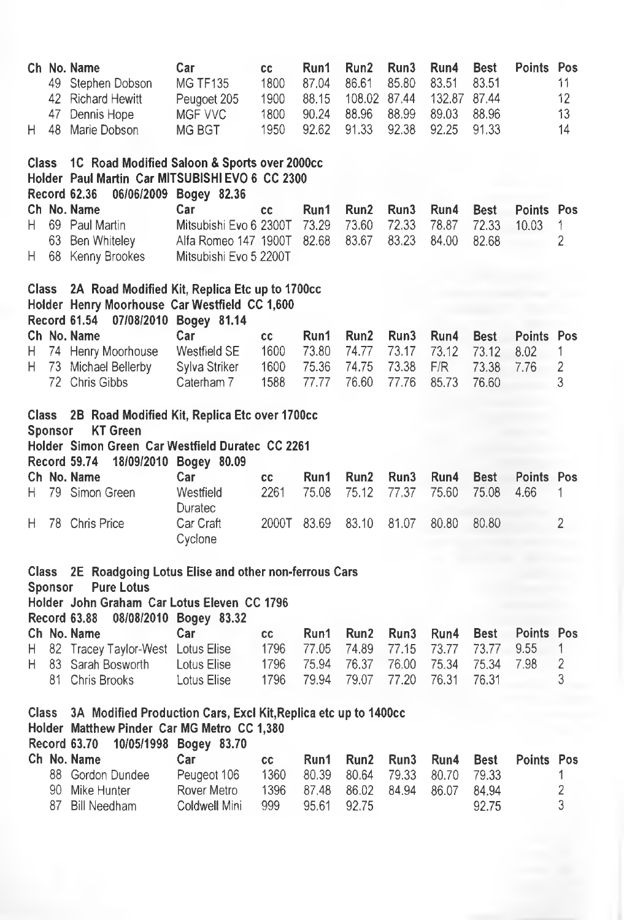| Ch | No. | Name | Car | cc | Run1 | Run2 | Run3 | Run4 | Best | Points | Pos |
|---|---|---|---|---|---|---|---|---|---|---|---|
| | 49 | Stephen Dobson | MG TF135 | 1800 | 87.04 | 86.61 | 85.80 | 83.51 | 83.51 | | 11 |
| | 42 | Richard Hewitt | Peugoet 205 | 1900 | 88.15 | 108.02 | 87.44 | 132.87 | 87.44 | | 12 |
| | 47 | Dennis Hope | MGF VVC | 1800 | 90.24 | 88.96 | 88.99 | 89.03 | 88.96 | | 13 |
| H | 48 | Marie Dobson | MG BGT | 1950 | 92.62 | 91.33 | 92.38 | 92.25 | 91.33 | | 14 |

**Class 1C Road Modified Saloon & Sports over 2000cc**
**Holder Paul Martin Car MITSUBISHI EVO 6 CC 2300**
**Record 62.36 06/06/2009 Bogey 82.36**

| Ch | No. | Name | Car | cc | Run1 | Run2 | Run3 | Run4 | Best | Points | Pos |
|---|---|---|---|---|---|---|---|---|---|---|---|
| H | 69 | Paul Martin | Mitsubishi Evo 6 | 2300T | 73.29 | 73.60 | 72.33 | 78.87 | 72.33 | 10.03 | 1 |
| | 63 | Ben Whiteley | Alfa Romeo 147 | 1900T | 82.68 | 83.67 | 83.23 | 84.00 | 82.68 | | 2 |
| H | 68 | Kenny Brookes | Mitsubishi Evo 5 | 2200T | | | | | | | |

**Class 2A Road Modified Kit, Replica Etc up to 1700cc**
**Holder Henry Moorhouse Car Westfield CC 1,600**
**Record 61.54 07/08/2010 Bogey 81.14**

| Ch | No. | Name | Car | cc | Run1 | Run2 | Run3 | Run4 | Best | Points | Pos |
|---|---|---|---|---|---|---|---|---|---|---|---|
| H | 74 | Henry Moorhouse | Westfield SE | 1600 | 73.80 | 74.77 | 73.17 | 73.12 | 73.12 | 8.02 | 1 |
| H | 73 | Michael Bellerby | Sylva Striker | 1600 | 75.36 | 74.75 | 73.38 | F/R | 73.38 | 7.76 | 2 |
| | 72 | Chris Gibbs | Caterham 7 | 1588 | 77.77 | 76.60 | 77.76 | 85.73 | 76.60 | | 3 |

**Class 2B Road Modified Kit, Replica Etc over 1700cc**
**Sponsor KT Green**
**Holder Simon Green Car Westfield Duratec CC 2261**
**Record 59.74 18/09/2010 Bogey 80.09**

| Ch | No. | Name | Car | cc | Run1 | Run2 | Run3 | Run4 | Best | Points | Pos |
|---|---|---|---|---|---|---|---|---|---|---|---|
| H | 79 | Simon Green | Westfield Duratec | 2261 | 75.08 | 75.12 | 77.37 | 75.60 | 75.08 | 4.66 | 1 |
| H | 78 | Chris Price | Car Craft Cyclone | 2000T | 83.69 | 83.10 | 81.07 | 80.80 | 80.80 | | 2 |

**Class 2E Roadgoing Lotus Elise and other non-ferrous Cars**
**Sponsor Pure Lotus**
**Holder John Graham Car Lotus Eleven CC 1796**
**Record 63.88 08/08/2010 Bogey 83.32**

| Ch | No. | Name | Car | cc | Run1 | Run2 | Run3 | Run4 | Best | Points | Pos |
|---|---|---|---|---|---|---|---|---|---|---|---|
| H | 82 | Tracey Taylor-West | Lotus Elise | 1796 | 77.05 | 74.89 | 77.15 | 73.77 | 73.77 | 9.55 | 1 |
| H | 83 | Sarah Bosworth | Lotus Elise | 1796 | 75.94 | 76.37 | 76.00 | 75.34 | 75.34 | 7.98 | 2 |
| | 81 | Chris Brooks | Lotus Elise | 1796 | 79.94 | 79.07 | 77.20 | 76.31 | 76.31 | | 3 |

**Class 3A Modified Production Cars, Excl Kit,Replica etc up to 1400cc**
**Holder Matthew Pinder Car MG Metro CC 1,380**
**Record 63.70 10/05/1998 Bogey 83.70**

| Ch | No. | Name | Car | cc | Run1 | Run2 | Run3 | Run4 | Best | Points | Pos |
|---|---|---|---|---|---|---|---|---|---|---|---|
| | 88 | Gordon Dundee | Peugeot 106 | 1360 | 80.39 | 80.64 | 79.33 | 80.70 | 79.33 | | 1 |
| | 90 | Mike Hunter | Rover Metro | 1396 | 87.48 | 86.02 | 84.94 | 86.07 | 84.94 | | 2 |
| | 87 | Bill Needham | Coldwell Mini | 999 | 95.61 | 92.75 | | | 92.75 | | 3 |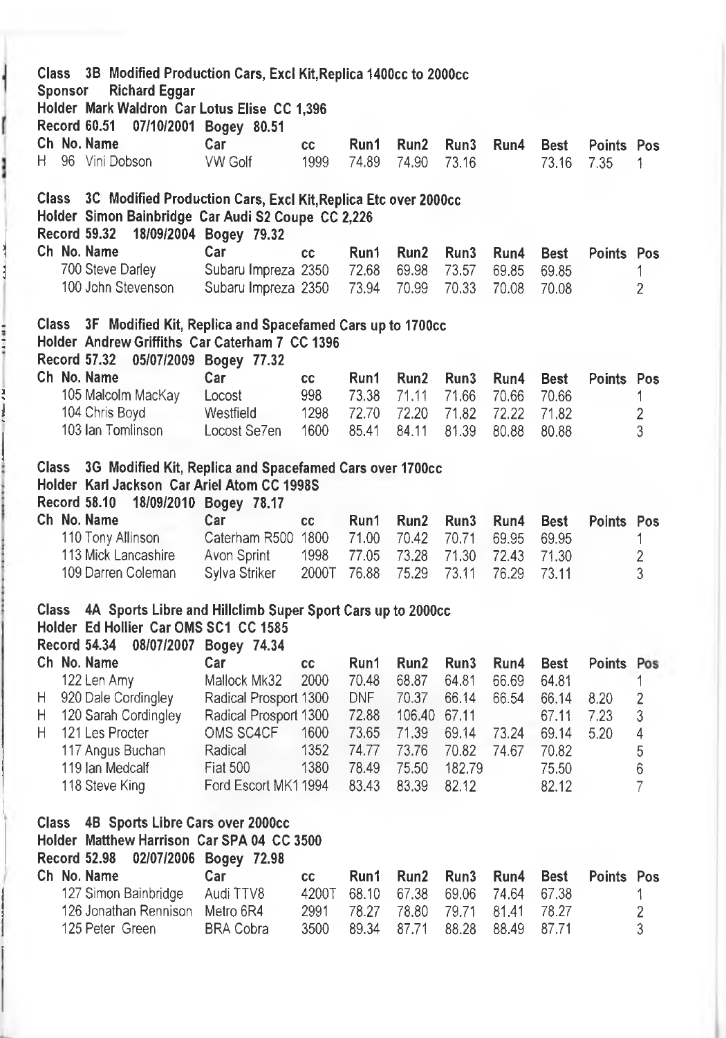**Class 3B Modified Production Cars, Excl Kit,Replica 1400cc to 2000cc**
**Sponsor Richard Eggar**
**Holder Mark Waldron Car Lotus Elise CC 1,396**
**Record 60.51 07/10/2001 Bogey 80.51**

| Ch | No. | Name | Car | cc | Run1 | Run2 | Run3 | Run4 | Best | Points | Pos |
|---|---|---|---|---|---|---|---|---|---|---|---|
| H | 96 | Vini Dobson | VW Golf | 1999 | 74.89 | 74.90 | 73.16 | | 73.16 | 7.35 | 1 |

**Class 3C Modified Production Cars, Excl Kit,Replica Etc over 2000cc**
**Holder Simon Bainbridge Car Audi S2 Coupe CC 2,226**
**Record 59.32 18/09/2004 Bogey 79.32**

| Ch | No. | Name | Car | cc | Run1 | Run2 | Run3 | Run4 | Best | Points | Pos |
|---|---|---|---|---|---|---|---|---|---|---|---|
| | 700 | Steve Darley | Subaru Impreza | 2350 | 72.68 | 69.98 | 73.57 | 69.85 | 69.85 | | 1 |
| | 100 | John Stevenson | Subaru Impreza | 2350 | 73.94 | 70.99 | 70.33 | 70.08 | 70.08 | | 2 |

**Class 3F Modified Kit, Replica and Spacefamed Cars up to 1700cc**
**Holder Andrew Griffiths Car Caterham 7 CC 1396**
**Record 57.32 05/07/2009 Bogey 77.32**

| Ch | No. | Name | Car | cc | Run1 | Run2 | Run3 | Run4 | Best | Points | Pos |
|---|---|---|---|---|---|---|---|---|---|---|---|
| | 105 | Malcolm MacKay | Locost | 998 | 73.38 | 71.11 | 71.66 | 70.66 | 70.66 | | 1 |
| | 104 | Chris Boyd | Westfield | 1298 | 72.70 | 72.20 | 71.82 | 72.22 | 71.82 | | 2 |
| | 103 | Ian Tomlinson | Locost Se7en | 1600 | 85.41 | 84.11 | 81.39 | 80.88 | 80.88 | | 3 |

**Class 3G Modified Kit, Replica and Spacefamed Cars over 1700cc**
**Holder Karl Jackson Car Ariel Atom CC 1998S**
**Record 58.10 18/09/2010 Bogey 78.17**

| Ch | No. | Name | Car | cc | Run1 | Run2 | Run3 | Run4 | Best | Points | Pos |
|---|---|---|---|---|---|---|---|---|---|---|---|
| | 110 | Tony Allinson | Caterham R500 | 1800 | 71.00 | 70.42 | 70.71 | 69.95 | 69.95 | | 1 |
| | 113 | Mick Lancashire | Avon Sprint | 1998 | 77.05 | 73.28 | 71.30 | 72.43 | 71.30 | | 2 |
| | 109 | Darren Coleman | Sylva Striker | 2000T | 76.88 | 75.29 | 73.11 | 76.29 | 73.11 | | 3 |

**Class 4A Sports Libre and Hillclimb Super Sport Cars up to 2000cc**
**Holder Ed Hollier Car OMS SC1 CC 1585**
**Record 54.34 08/07/2007 Bogey 74.34**

| Ch | No. | Name | Car | cc | Run1 | Run2 | Run3 | Run4 | Best | Points | Pos |
|---|---|---|---|---|---|---|---|---|---|---|---|
| | 122 | Len Amy | Mallock Mk32 | 2000 | 70.48 | 68.87 | 64.81 | 66.69 | 64.81 | | 1 |
| H | 920 | Dale Cordingley | Radical Prosport | 1300 | DNF | 70.37 | 66.14 | 66.54 | 66.14 | 8.20 | 2 |
| H | 120 | Sarah Cordingley | Radical Prosport | 1300 | 72.88 | 106.40 | 67.11 | | 67.11 | 7.23 | 3 |
| H | 121 | Les Procter | OMS SC4CF | 1600 | 73.65 | 71.39 | 69.14 | 73.24 | 69.14 | 5.20 | 4 |
| | 117 | Angus Buchan | Radical | 1352 | 74.77 | 73.76 | 70.82 | 74.67 | 70.82 | | 5 |
| | 119 | Ian Medcalf | Fiat 500 | 1380 | 78.49 | 75.50 | 182.79 | | 75.50 | | 6 |
| | 118 | Steve King | Ford Escort MK1 | 1994 | 83.43 | 83.39 | 82.12 | | 82.12 | | 7 |

**Class 4B Sports Libre Cars over 2000cc**
**Holder Matthew Harrison Car SPA 04 CC 3500**
**Record 52.98 02/07/2006 Bogey 72.98**

| Ch | No. | Name | Car | cc | Run1 | Run2 | Run3 | Run4 | Best | Points | Pos |
|---|---|---|---|---|---|---|---|---|---|---|---|
| | 127 | Simon Bainbridge | Audi TTV8 | 4200T | 68.10 | 67.38 | 69.06 | 74.64 | 67.38 | | 1 |
| | 126 | Jonathan Rennison | Metro 6R4 | 2991 | 78.27 | 78.80 | 79.71 | 81.41 | 78.27 | | 2 |
| | 125 | Peter Green | BRA Cobra | 3500 | 89.34 | 87.71 | 88.28 | 88.49 | 87.71 | | 3 |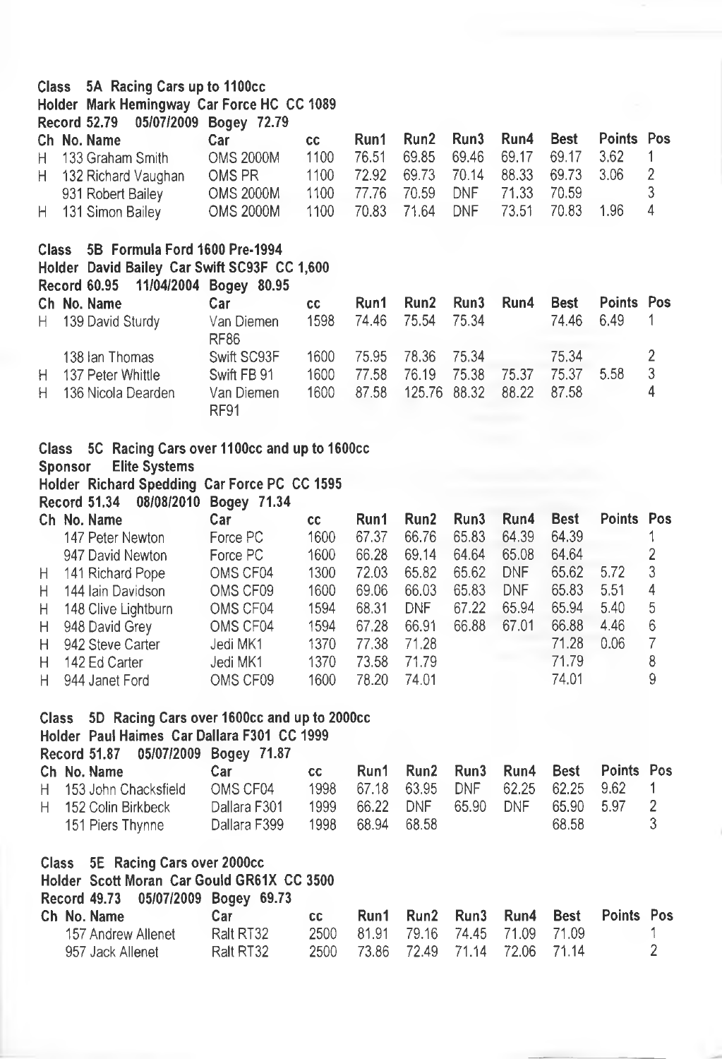**Class 5A Racing Cars up to 1100cc**
**Holder Mark Hemingway Car Force HC CC 1089**
**Record 52.79 05/07/2009 Bogey 72.79**

| Ch | No. Name | Car | cc | Run1 | Run2 | Run3 | Run4 | Best | Points | Pos |
|---|---|---|---|---|---|---|---|---|---|---|
| H | 133 Graham Smith | OMS 2000M | 1100 | 76.51 | 69.85 | 69.46 | 69.17 | 69.17 | 3.62 | 1 |
| H | 132 Richard Vaughan | OMS PR | 1100 | 72.92 | 69.73 | 70.14 | 88.33 | 69.73 | 3.06 | 2 |
| | 931 Robert Bailey | OMS 2000M | 1100 | 77.76 | 70.59 | DNF | 71.33 | 70.59 | | 3 |
| H | 131 Simon Bailey | OMS 2000M | 1100 | 70.83 | 71.64 | DNF | 73.51 | 70.83 | 1.96 | 4 |

**Class 5B Formula Ford 1600 Pre-1994**
**Holder David Bailey Car Swift SC93F CC 1,600**
**Record 60.95 11/04/2004 Bogey 80.95**

| Ch | No. Name | Car | cc | Run1 | Run2 | Run3 | Run4 | Best | Points | Pos |
|---|---|---|---|---|---|---|---|---|---|---|
| H | 139 David Sturdy | Van Diemen RF86 | 1598 | 74.46 | 75.54 | 75.34 | | 74.46 | 6.49 | 1 |
| | 138 Ian Thomas | Swift SC93F | 1600 | 75.95 | 78.36 | 75.34 | | 75.34 | | 2 |
| H | 137 Peter Whittle | Swift FB 91 | 1600 | 77.58 | 76.19 | 75.38 | 75.37 | 75.37 | 5.58 | 3 |
| H | 136 Nicola Dearden | Van Diemen RF91 | 1600 | 87.58 | 125.76 | 88.32 | 88.22 | 87.58 | | 4 |

**Class 5C Racing Cars over 1100cc and up to 1600cc**
**Sponsor Elite Systems**
**Holder Richard Spedding Car Force PC CC 1595**
**Record 51.34 08/08/2010 Bogey 71.34**

| Ch | No. Name | Car | cc | Run1 | Run2 | Run3 | Run4 | Best | Points | Pos |
|---|---|---|---|---|---|---|---|---|---|---|
| | 147 Peter Newton | Force PC | 1600 | 67.37 | 66.76 | 65.83 | 64.39 | 64.39 | | 1 |
| | 947 David Newton | Force PC | 1600 | 66.28 | 69.14 | 64.64 | 65.08 | 64.64 | | 2 |
| H | 141 Richard Pope | OMS CF04 | 1300 | 72.03 | 65.82 | 65.62 | DNF | 65.62 | 5.72 | 3 |
| H | 144 Iain Davidson | OMS CF09 | 1600 | 69.06 | 66.03 | 65.83 | DNF | 65.83 | 5.51 | 4 |
| H | 148 Clive Lightburn | OMS CF04 | 1594 | 68.31 | DNF | 67.22 | 65.94 | 65.94 | 5.40 | 5 |
| H | 948 David Grey | OMS CF04 | 1594 | 67.28 | 66.91 | 66.88 | 67.01 | 66.88 | 4.46 | 6 |
| H | 942 Steve Carter | Jedi MK1 | 1370 | 77.38 | 71.28 | | | 71.28 | 0.06 | 7 |
| H | 142 Ed Carter | Jedi MK1 | 1370 | 73.58 | 71.79 | | | 71.79 | | 8 |
| H | 944 Janet Ford | OMS CF09 | 1600 | 78.20 | 74.01 | | | 74.01 | | 9 |

**Class 5D Racing Cars over 1600cc and up to 2000cc**
**Holder Paul Haimes Car Dallara F301 CC 1999**
**Record 51.87 05/07/2009 Bogey 71.87**

| Ch | No. Name | Car | cc | Run1 | Run2 | Run3 | Run4 | Best | Points | Pos |
|---|---|---|---|---|---|---|---|---|---|---|
| H | 153 John Chacksfield | OMS CF04 | 1998 | 67.18 | 63.95 | DNF | 62.25 | 62.25 | 9.62 | 1 |
| H | 152 Colin Birkbeck | Dallara F301 | 1999 | 66.22 | DNF | 65.90 | DNF | 65.90 | 5.97 | 2 |
| | 151 Piers Thynne | Dallara F399 | 1998 | 68.94 | 68.58 | | | 68.58 | | 3 |

**Class 5E Racing Cars over 2000cc**
**Holder Scott Moran Car Gould GR61X CC 3500**
**Record 49.73 05/07/2009 Bogey 69.73**

| Ch | No. Name | Car | cc | Run1 | Run2 | Run3 | Run4 | Best | Points | Pos |
|---|---|---|---|---|---|---|---|---|---|---|
| | 157 Andrew Allenet | Ralt RT32 | 2500 | 81.91 | 79.16 | 74.45 | 71.09 | 71.09 | | 1 |
| | 957 Jack Allenet | Ralt RT32 | 2500 | 73.86 | 72.49 | 71.14 | 72.06 | 71.14 | | 2 |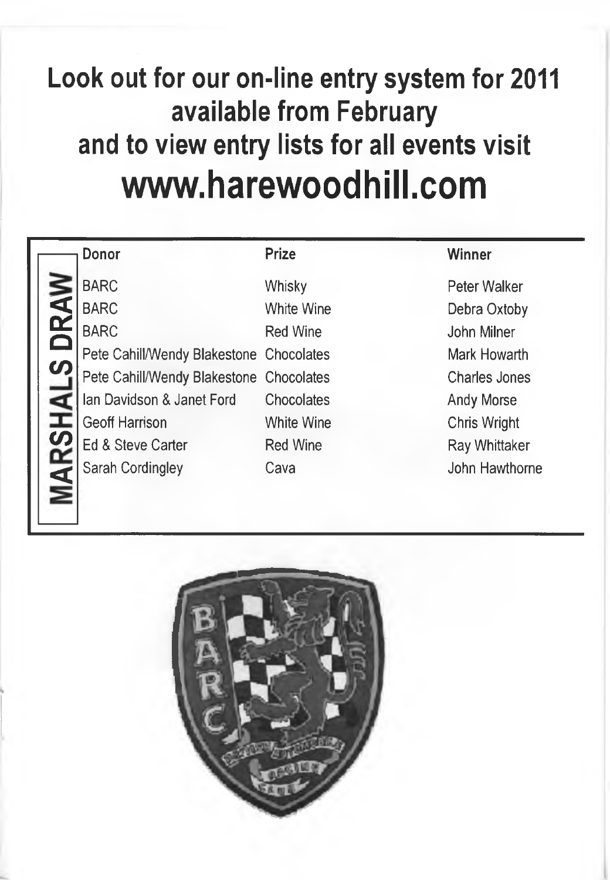# Look out for our on-line entry system for 2011 available from February and to view entry lists for all events visit

# www.harewoodhill.com

## MARSHALS DRAW

| Donor | Prize | Winner |
|---|---|---|
| BARC | Whisky | Peter Walker |
| BARC | White Wine | Debra Oxtoby |
| BARC | Red Wine | John Milner |
| Pete Cahill/Wendy Blakestone | Chocolates | Mark Howarth |
| Pete Cahill/Wendy Blakestone | Chocolates | Charles Jones |
| Ian Davidson & Janet Ford | Chocolates | Andy Morse |
| Geoff Harrison | White Wine | Chris Wright |
| Ed & Steve Carter | Red Wine | Ray Whittaker |
| Sarah Cordingley | Cava | John Hawthorne |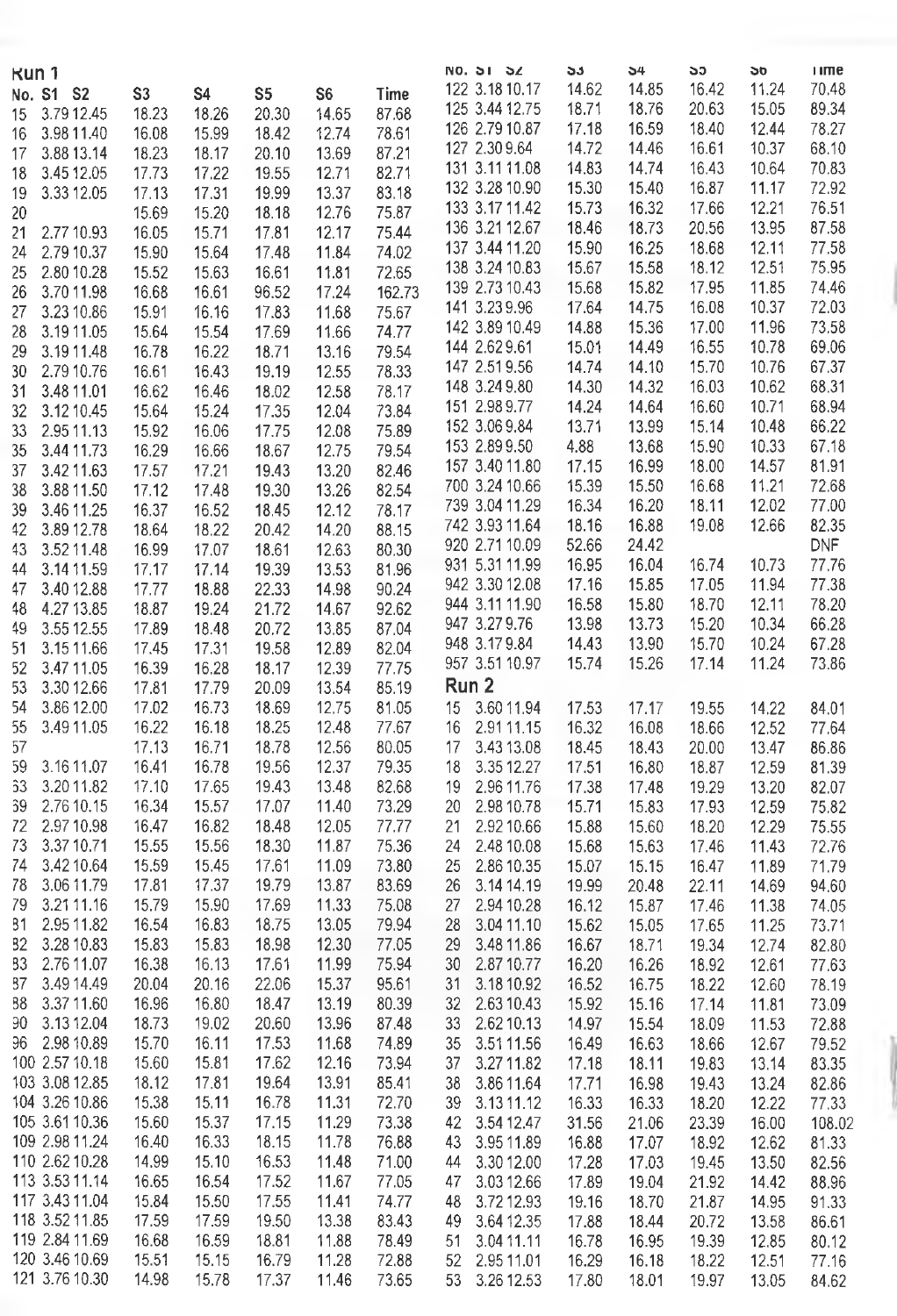## Run 1

| No. | S1 | S2 | S3 | S4 | S5 | S6 | Time |
|---|---|---|---|---|---|---|---|
| 15 | 3.79 | 12.45 | 18.23 | 18.26 | 20.30 | 14.65 | 87.68 |
| 16 | 3.98 | 11.40 | 16.08 | 15.99 | 18.42 | 12.74 | 78.61 |
| 17 | 3.88 | 13.14 | 18.23 | 18.17 | 20.10 | 13.69 | 87.21 |
| 18 | 3.45 | 12.05 | 17.73 | 17.22 | 19.55 | 12.71 | 82.71 |
| 19 | 3.33 | 12.05 | 17.13 | 17.31 | 19.99 | 13.37 | 83.18 |
| 20 | | | 15.69 | 15.20 | 18.18 | 12.76 | 75.87 |
| 21 | 2.77 | 10.93 | 16.05 | 15.71 | 17.81 | 12.17 | 75.44 |
| 24 | 2.79 | 10.37 | 15.90 | 15.64 | 17.48 | 11.84 | 74.02 |
| 25 | 2.80 | 10.28 | 15.52 | 15.63 | 16.61 | 11.81 | 72.65 |
| 26 | 3.70 | 11.98 | 16.68 | 16.61 | 96.52 | 17.24 | 162.73 |
| 27 | 3.23 | 10.86 | 15.91 | 16.16 | 17.83 | 11.68 | 75.67 |
| 28 | 3.19 | 11.05 | 15.64 | 15.54 | 17.69 | 11.66 | 74.77 |
| 29 | 3.19 | 11.48 | 16.78 | 16.22 | 18.71 | 13.16 | 79.54 |
| 30 | 2.79 | 10.76 | 16.61 | 16.43 | 19.19 | 12.55 | 78.33 |
| 31 | 3.48 | 11.01 | 16.62 | 16.46 | 18.02 | 12.58 | 78.17 |
| 32 | 3.12 | 10.45 | 15.64 | 15.24 | 17.35 | 12.04 | 73.84 |
| 33 | 2.95 | 11.13 | 15.92 | 16.06 | 17.75 | 12.08 | 75.89 |
| 35 | 3.44 | 11.73 | 16.29 | 16.66 | 18.67 | 12.75 | 79.54 |
| 37 | 3.42 | 11.63 | 17.57 | 17.21 | 19.43 | 13.20 | 82.46 |
| 38 | 3.88 | 11.50 | 17.12 | 17.48 | 19.30 | 13.26 | 82.54 |
| 39 | 3.46 | 11.25 | 16.37 | 16.52 | 18.45 | 12.12 | 78.17 |
| 42 | 3.89 | 12.78 | 18.64 | 18.22 | 20.42 | 14.20 | 88.15 |
| 43 | 3.52 | 11.48 | 16.99 | 17.07 | 18.61 | 12.63 | 80.30 |
| 44 | 3.14 | 11.59 | 17.17 | 17.14 | 19.39 | 13.53 | 81.96 |
| 47 | 3.40 | 12.88 | 17.77 | 18.88 | 22.33 | 14.98 | 90.24 |
| 48 | 4.27 | 13.85 | 18.87 | 19.24 | 21.72 | 14.67 | 92.62 |
| 49 | 3.55 | 12.55 | 17.89 | 18.48 | 20.72 | 13.85 | 87.04 |
| 51 | 3.15 | 11.66 | 17.45 | 17.31 | 19.58 | 12.89 | 82.04 |
| 52 | 3.47 | 11.05 | 16.39 | 16.28 | 18.17 | 12.39 | 77.75 |
| 53 | 3.30 | 12.66 | 17.81 | 17.79 | 20.09 | 13.54 | 85.19 |
| 54 | 3.86 | 12.00 | 17.02 | 16.73 | 18.69 | 12.75 | 81.05 |
| 55 | 3.49 | 11.05 | 16.22 | 16.18 | 18.25 | 12.48 | 77.67 |
| 57 | | | 17.13 | 16.71 | 18.78 | 12.56 | 80.05 |
| 59 | 3.16 | 11.07 | 16.41 | 16.78 | 19.56 | 12.37 | 79.35 |
| 63 | 3.20 | 11.82 | 17.10 | 17.65 | 19.43 | 13.48 | 82.68 |
| 69 | 2.76 | 10.15 | 16.34 | 15.57 | 17.07 | 11.40 | 73.29 |
| 72 | 2.97 | 10.98 | 16.47 | 16.82 | 18.48 | 12.05 | 77.77 |
| 73 | 3.37 | 10.71 | 15.55 | 15.56 | 18.30 | 11.87 | 75.36 |
| 74 | 3.42 | 10.64 | 15.59 | 15.45 | 17.61 | 11.09 | 73.80 |
| 78 | 3.06 | 11.79 | 17.81 | 17.37 | 19.79 | 13.87 | 83.69 |
| 79 | 3.21 | 11.16 | 15.79 | 15.90 | 17.69 | 11.33 | 75.08 |
| 81 | 2.95 | 11.82 | 16.54 | 16.83 | 18.75 | 13.05 | 79.94 |
| 82 | 3.28 | 10.83 | 15.83 | 15.83 | 18.98 | 12.30 | 77.05 |
| 83 | 2.76 | 11.07 | 16.38 | 16.13 | 17.61 | 11.99 | 75.94 |
| 87 | 3.49 | 14.49 | 20.04 | 20.16 | 22.06 | 15.37 | 95.61 |
| 88 | 3.37 | 11.60 | 16.96 | 16.80 | 18.47 | 13.19 | 80.39 |
| 90 | 3.13 | 12.04 | 18.73 | 19.02 | 20.60 | 13.96 | 87.48 |
| 96 | 2.98 | 10.89 | 15.70 | 16.11 | 17.53 | 11.68 | 74.89 |
| 100 | 2.57 | 10.18 | 15.60 | 15.81 | 17.62 | 12.16 | 73.94 |
| 103 | 3.08 | 12.85 | 18.12 | 17.81 | 19.64 | 13.91 | 85.41 |
| 104 | 3.26 | 10.86 | 15.38 | 15.11 | 16.78 | 11.31 | 72.70 |
| 105 | 3.61 | 10.36 | 15.60 | 15.37 | 17.15 | 11.29 | 73.38 |
| 109 | 2.98 | 11.24 | 16.40 | 16.33 | 18.15 | 11.78 | 76.88 |
| 110 | 2.62 | 10.28 | 14.99 | 15.10 | 16.53 | 11.48 | 71.00 |
| 113 | 3.53 | 11.14 | 16.65 | 16.54 | 17.52 | 11.67 | 77.05 |
| 117 | 3.43 | 11.04 | 15.84 | 15.50 | 17.55 | 11.41 | 74.77 |
| 118 | 3.52 | 11.85 | 17.59 | 17.59 | 19.50 | 13.38 | 83.43 |
| 119 | 2.84 | 11.69 | 16.68 | 16.59 | 18.81 | 11.88 | 78.49 |
| 120 | 3.46 | 10.69 | 15.51 | 15.15 | 16.79 | 11.28 | 72.88 |
| 121 | 3.76 | 10.30 | 14.98 | 15.78 | 17.37 | 11.46 | 73.65 |
| 122 | 3.18 | 10.17 | 14.62 | 14.85 | 16.42 | 11.24 | 70.48 |
| 125 | 3.44 | 12.75 | 18.71 | 18.76 | 20.63 | 15.05 | 89.34 |
| 126 | 2.79 | 10.87 | 17.18 | 16.59 | 18.40 | 12.44 | 78.27 |
| 127 | 2.30 | 9.64 | 14.72 | 14.46 | 16.61 | 10.37 | 68.10 |
| 131 | 3.11 | 11.08 | 14.83 | 14.74 | 16.43 | 10.64 | 70.83 |
| 132 | 3.28 | 10.90 | 15.30 | 15.40 | 16.87 | 11.17 | 72.92 |
| 133 | 3.17 | 11.42 | 15.73 | 16.32 | 17.66 | 12.21 | 76.51 |
| 136 | 3.21 | 12.67 | 18.46 | 18.73 | 20.56 | 13.95 | 87.58 |
| 137 | 3.44 | 11.20 | 15.90 | 16.25 | 18.68 | 12.11 | 77.58 |
| 138 | 3.24 | 10.83 | 15.67 | 15.58 | 18.12 | 12.51 | 75.95 |
| 139 | 2.73 | 10.43 | 15.68 | 15.82 | 17.95 | 11.85 | 74.46 |
| 141 | 3.23 | 9.96 | 17.64 | 14.75 | 16.08 | 10.37 | 72.03 |
| 142 | 3.89 | 10.49 | 14.88 | 15.36 | 17.00 | 11.96 | 73.58 |
| 144 | 2.62 | 9.61 | 15.01 | 14.49 | 16.55 | 10.78 | 69.06 |
| 147 | 2.51 | 9.56 | 14.74 | 14.10 | 15.70 | 10.76 | 67.37 |
| 148 | 3.24 | 9.80 | 14.30 | 14.32 | 16.03 | 10.62 | 68.31 |
| 151 | 2.98 | 9.77 | 14.24 | 14.64 | 16.60 | 10.71 | 68.94 |
| 152 | 3.06 | 9.84 | 13.71 | 13.99 | 15.14 | 10.48 | 66.22 |
| 153 | 2.89 | 9.50 | 4.88 | 13.68 | 15.90 | 10.33 | 67.18 |
| 157 | 3.40 | 11.80 | 17.15 | 16.99 | 18.00 | 14.57 | 81.91 |
| 700 | 3.24 | 10.66 | 15.39 | 15.50 | 16.68 | 11.21 | 72.68 |
| 739 | 3.04 | 11.29 | 16.34 | 16.20 | 18.11 | 12.02 | 77.00 |
| 742 | 3.93 | 11.64 | 18.16 | 16.88 | 19.08 | 12.66 | 82.35 |
| 920 | 2.71 | 10.09 | 52.66 | 24.42 | | | DNF |
| 931 | 5.31 | 11.99 | 16.95 | 16.04 | 16.74 | 10.73 | 77.76 |
| 942 | 3.30 | 12.08 | 17.16 | 15.85 | 17.05 | 11.94 | 77.38 |
| 944 | 3.11 | 11.90 | 16.58 | 15.80 | 18.70 | 12.11 | 78.20 |
| 947 | 3.27 | 9.76 | 13.98 | 13.73 | 15.20 | 10.34 | 66.28 |
| 948 | 3.17 | 9.84 | 14.43 | 13.90 | 15.70 | 10.24 | 67.28 |
| 957 | 3.51 | 10.97 | 15.74 | 15.26 | 17.14 | 11.24 | 73.86 |

## Run 2

| No. | S1 | S2 | S3 | S4 | S5 | S6 | Time |
|---|---|---|---|---|---|---|---|
| 15 | 3.60 | 11.94 | 17.53 | 17.17 | 19.55 | 14.22 | 84.01 |
| 16 | 2.91 | 11.15 | 16.32 | 16.08 | 18.66 | 12.52 | 77.64 |
| 17 | 3.43 | 13.08 | 18.45 | 18.43 | 20.00 | 13.47 | 86.86 |
| 18 | 3.35 | 12.27 | 17.51 | 16.80 | 18.87 | 12.59 | 81.39 |
| 19 | 2.96 | 11.76 | 17.38 | 17.48 | 19.29 | 13.20 | 82.07 |
| 20 | 2.98 | 10.78 | 15.71 | 15.83 | 17.93 | 12.59 | 75.82 |
| 21 | 2.92 | 10.66 | 15.88 | 15.60 | 18.20 | 12.29 | 75.55 |
| 24 | 2.48 | 10.08 | 15.68 | 15.63 | 17.46 | 11.43 | 72.76 |
| 25 | 2.86 | 10.35 | 15.07 | 15.15 | 16.47 | 11.89 | 71.79 |
| 26 | 3.14 | 14.19 | 19.99 | 20.48 | 22.11 | 14.69 | 94.60 |
| 27 | 2.94 | 10.28 | 16.12 | 15.87 | 17.46 | 11.38 | 74.05 |
| 28 | 3.04 | 11.10 | 15.62 | 15.05 | 17.65 | 11.25 | 73.71 |
| 29 | 3.48 | 11.86 | 16.67 | 18.71 | 19.34 | 12.74 | 82.80 |
| 30 | 2.87 | 10.77 | 16.20 | 16.26 | 18.92 | 12.61 | 77.63 |
| 31 | 3.18 | 10.92 | 16.52 | 16.75 | 18.22 | 12.60 | 78.19 |
| 32 | 2.63 | 10.43 | 15.92 | 15.16 | 17.14 | 11.81 | 73.09 |
| 33 | 2.62 | 10.13 | 14.97 | 15.54 | 18.09 | 11.53 | 72.88 |
| 35 | 3.51 | 11.56 | 16.49 | 16.63 | 18.66 | 12.67 | 79.52 |
| 37 | 3.27 | 11.82 | 17.18 | 18.11 | 19.83 | 13.14 | 83.35 |
| 38 | 3.86 | 11.64 | 17.71 | 16.98 | 19.43 | 13.24 | 82.86 |
| 39 | 3.13 | 11.12 | 16.33 | 16.33 | 18.20 | 12.22 | 77.33 |
| 42 | 3.54 | 12.47 | 31.56 | 21.06 | 23.39 | 16.00 | 108.02 |
| 43 | 3.95 | 11.89 | 16.88 | 17.07 | 18.92 | 12.62 | 81.33 |
| 44 | 3.30 | 12.20 | 17.28 | 17.03 | 19.45 | 13.50 | 82.56 |
| 47 | 3.03 | 12.66 | 17.89 | 19.04 | 21.92 | 14.42 | 88.96 |
| 48 | 3.72 | 12.93 | 19.16 | 18.70 | 21.87 | 14.95 | 91.33 |
| 49 | 3.64 | 12.35 | 17.88 | 18.44 | 20.72 | 13.58 | 86.61 |
| 51 | 3.04 | 11.11 | 16.78 | 16.95 | 19.39 | 12.85 | 80.12 |
| 52 | 2.95 | 11.01 | 16.29 | 16.18 | 18.22 | 12.51 | 77.16 |
| 53 | 3.26 | 12.53 | 17.80 | 18.01 | 19.97 | 13.05 | 84.62 |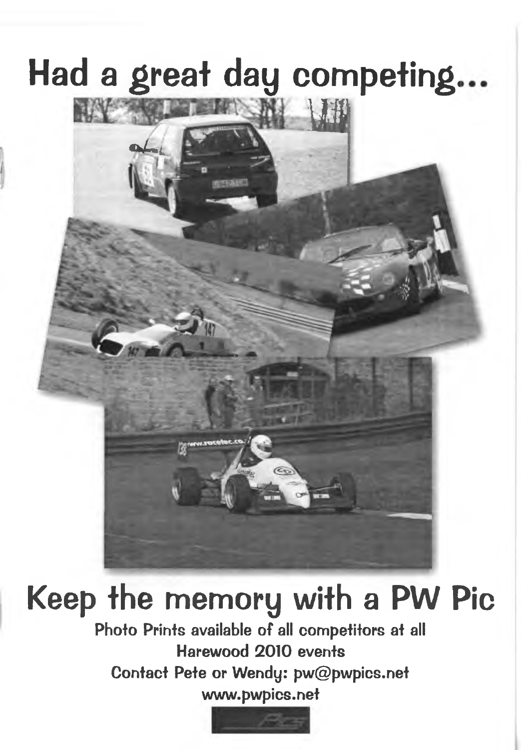# Had a great day competing...

# Keep the memory with a PW Pic

**Photo Prints available of all competitors at all Harewood 2010 events**

**Contact Pete or Wendy: pw@pwpics.net**

**www.pwpics.net**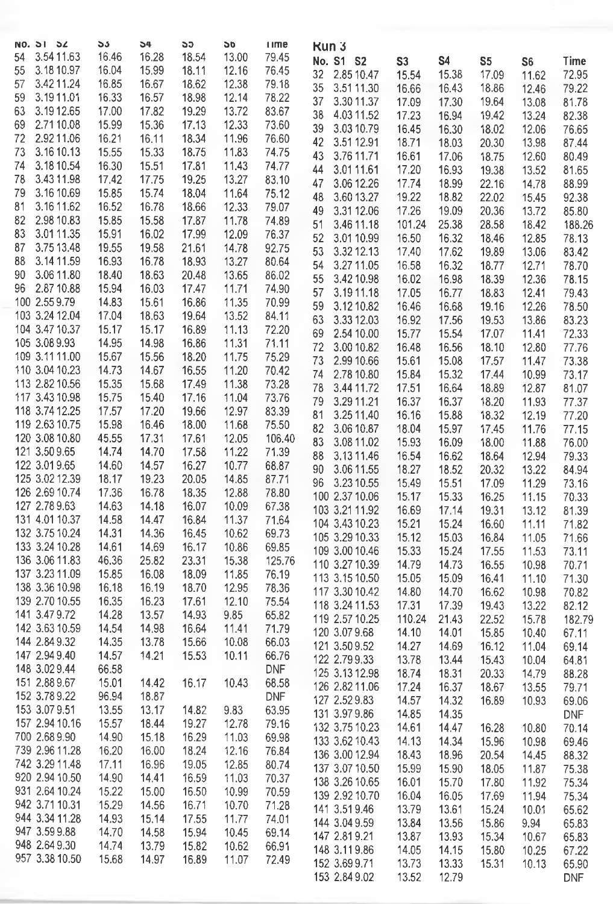| No. | S1 | S2 | S3 | S4 | S5 | S6 | Time |
|---|---|---|---|---|---|---|---|
| 54 | 3.54 | 11.63 | 16.46 | 16.28 | 18.54 | 13.00 | 79.45 |
| 55 | 3.18 | 10.97 | 16.04 | 15.99 | 18.11 | 12.16 | 76.45 |
| 57 | 3.42 | 11.24 | 16.85 | 16.67 | 18.62 | 12.38 | 79.18 |
| 59 | 3.19 | 11.01 | 16.33 | 16.57 | 18.98 | 12.14 | 78.22 |
| 63 | 3.19 | 12.65 | 17.00 | 17.82 | 19.29 | 13.72 | 83.67 |
| 69 | 2.71 | 10.08 | 15.99 | 15.36 | 17.13 | 12.33 | 73.60 |
| 72 | 2.92 | 11.06 | 16.21 | 16.11 | 18.34 | 11.96 | 76.60 |
| 73 | 3.16 | 10.13 | 15.55 | 15.33 | 18.75 | 11.83 | 74.75 |
| 74 | 3.18 | 10.54 | 16.30 | 15.51 | 17.81 | 11.43 | 74.77 |
| 78 | 3.43 | 11.98 | 17.42 | 17.75 | 19.25 | 13.27 | 83.10 |
| 79 | 3.16 | 10.69 | 15.85 | 15.74 | 18.04 | 11.64 | 75.12 |
| 81 | 3.16 | 11.62 | 16.52 | 16.78 | 18.66 | 12.33 | 79.07 |
| 82 | 2.98 | 10.83 | 15.85 | 15.58 | 17.87 | 11.78 | 74.89 |
| 83 | 3.01 | 11.35 | 15.91 | 16.02 | 17.99 | 12.09 | 76.37 |
| 87 | 3.75 | 13.48 | 19.55 | 19.58 | 21.61 | 14.78 | 92.75 |
| 88 | 3.14 | 11.59 | 16.93 | 16.78 | 18.93 | 13.27 | 80.64 |
| 90 | 3.06 | 11.80 | 18.40 | 18.63 | 20.48 | 13.65 | 86.02 |
| 96 | 2.87 | 10.88 | 15.94 | 16.03 | 17.47 | 11.71 | 74.90 |
| 100 | 2.55 | 9.79 | 14.83 | 15.61 | 16.86 | 11.35 | 70.99 |
| 103 | 3.24 | 12.04 | 17.04 | 18.63 | 19.64 | 13.52 | 84.11 |
| 104 | 3.47 | 10.37 | 15.17 | 15.17 | 16.89 | 11.13 | 72.20 |
| 105 | 3.08 | 9.93 | 14.95 | 14.98 | 16.86 | 11.31 | 71.11 |
| 109 | 3.11 | 11.00 | 15.67 | 15.56 | 18.20 | 11.75 | 75.29 |
| 110 | 3.04 | 10.23 | 14.73 | 14.67 | 16.55 | 11.20 | 70.42 |
| 113 | 2.82 | 10.56 | 15.35 | 15.68 | 17.49 | 11.38 | 73.28 |
| 117 | 3.43 | 10.98 | 15.75 | 15.40 | 17.16 | 11.04 | 73.76 |
| 118 | 3.74 | 12.25 | 17.57 | 17.20 | 19.66 | 12.97 | 83.39 |
| 119 | 2.63 | 10.75 | 15.98 | 16.46 | 18.00 | 11.68 | 75.50 |
| 120 | 3.08 | 10.80 | 45.55 | 17.31 | 17.61 | 12.05 | 106.40 |
| 121 | 3.50 | 9.65 | 14.74 | 14.70 | 17.58 | 11.22 | 71.39 |
| 122 | 3.01 | 9.65 | 14.60 | 14.57 | 16.27 | 10.77 | 68.87 |
| 125 | 3.02 | 12.39 | 18.17 | 19.23 | 20.05 | 14.85 | 87.71 |
| 126 | 2.69 | 10.74 | 17.36 | 16.78 | 18.35 | 12.88 | 78.80 |
| 127 | 2.78 | 9.63 | 14.63 | 14.18 | 16.07 | 10.09 | 67.38 |
| 131 | 4.01 | 10.37 | 14.58 | 14.47 | 16.84 | 11.37 | 71.64 |
| 132 | 3.75 | 10.24 | 14.31 | 14.36 | 16.45 | 10.62 | 69.73 |
| 133 | 3.24 | 10.28 | 14.61 | 14.69 | 16.17 | 10.86 | 69.85 |
| 136 | 3.06 | 11.83 | 46.36 | 25.82 | 23.31 | 15.38 | 125.76 |
| 137 | 3.23 | 11.09 | 15.85 | 16.08 | 18.09 | 11.85 | 76.19 |
| 138 | 3.36 | 10.98 | 16.18 | 16.19 | 18.70 | 12.95 | 78.36 |
| 139 | 2.70 | 10.55 | 16.35 | 16.23 | 17.61 | 12.10 | 75.54 |
| 141 | 3.47 | 9.72 | 14.28 | 13.57 | 14.93 | 9.85 | 65.82 |
| 142 | 3.63 | 10.59 | 14.54 | 14.98 | 16.64 | 11.41 | 71.79 |
| 144 | 2.84 | 9.32 | 14.35 | 13.78 | 15.66 | 10.08 | 66.03 |
| 147 | 2.94 | 9.40 | 14.57 | 14.21 | 15.53 | 10.11 | 66.76 |
| 148 | 3.02 | 9.44 | 66.58 | | | | DNF |
| 151 | 2.88 | 9.67 | 15.01 | 14.42 | 16.17 | 10.43 | 68.58 |
| 152 | 3.78 | 9.22 | 96.94 | 18.87 | | | DNF |
| 153 | 3.07 | 9.51 | 13.55 | 13.17 | 14.82 | 9.83 | 63.95 |
| 157 | 2.94 | 10.16 | 15.57 | 18.44 | 19.27 | 12.78 | 79.16 |
| 700 | 2.68 | 9.90 | 14.90 | 15.18 | 16.29 | 11.03 | 69.98 |
| 739 | 2.96 | 11.28 | 16.20 | 16.00 | 18.24 | 12.16 | 76.84 |
| 742 | 3.29 | 11.48 | 17.11 | 16.96 | 19.05 | 12.85 | 80.74 |
| 920 | 2.94 | 10.50 | 14.90 | 14.41 | 16.59 | 11.03 | 70.37 |
| 931 | 2.64 | 10.24 | 15.22 | 15.00 | 16.50 | 10.99 | 70.59 |
| 942 | 3.71 | 10.31 | 15.29 | 14.56 | 16.71 | 10.70 | 71.28 |
| 944 | 3.34 | 11.28 | 14.93 | 15.14 | 17.55 | 11.77 | 74.01 |
| 947 | 3.59 | 9.88 | 14.70 | 14.58 | 15.94 | 10.45 | 69.14 |
| 948 | 2.64 | 9.30 | 14.74 | 13.79 | 15.82 | 10.62 | 66.91 |
| 957 | 3.38 | 10.50 | 15.68 | 14.97 | 16.89 | 11.07 | 72.49 |

## Run 3

| No. | S1 | S2 | S3 | S4 | S5 | S6 | Time |
|---|---|---|---|---|---|---|---|
| 32 | 2.85 | 10.47 | 15.54 | 15.38 | 17.09 | 11.62 | 72.95 |
| 35 | 3.51 | 11.30 | 16.66 | 16.43 | 18.86 | 12.46 | 79.22 |
| 37 | 3.30 | 11.37 | 17.09 | 17.30 | 19.64 | 13.08 | 81.78 |
| 38 | 4.03 | 11.52 | 17.23 | 16.94 | 19.42 | 13.24 | 82.38 |
| 39 | 3.03 | 10.79 | 16.45 | 16.30 | 18.02 | 12.06 | 76.65 |
| 42 | 3.51 | 12.91 | 18.71 | 18.03 | 20.30 | 13.98 | 87.44 |
| 43 | 3.76 | 11.71 | 16.61 | 17.06 | 18.75 | 12.60 | 80.49 |
| 44 | 3.01 | 11.61 | 17.20 | 16.93 | 19.38 | 13.52 | 81.65 |
| 47 | 3.06 | 12.26 | 17.74 | 18.99 | 22.16 | 14.78 | 88.99 |
| 48 | 3.60 | 13.27 | 19.22 | 18.82 | 22.02 | 15.45 | 92.38 |
| 49 | 3.31 | 12.06 | 17.26 | 19.09 | 20.36 | 13.72 | 85.80 |
| 51 | 3.46 | 11.18 | 101.24 | 25.38 | 28.58 | 18.42 | 188.26 |
| 52 | 3.01 | 10.99 | 16.50 | 16.32 | 18.46 | 12.85 | 78.13 |
| 53 | 3.32 | 12.13 | 17.40 | 17.62 | 19.89 | 13.06 | 83.42 |
| 54 | 3.27 | 11.05 | 16.58 | 16.32 | 18.77 | 12.71 | 78.70 |
| 55 | 3.42 | 10.98 | 16.02 | 16.98 | 18.39 | 12.36 | 78.15 |
| 57 | 3.19 | 11.18 | 17.05 | 16.77 | 18.83 | 12.41 | 79.43 |
| 59 | 3.12 | 10.82 | 16.46 | 16.68 | 19.16 | 12.26 | 78.50 |
| 63 | 3.33 | 12.03 | 16.92 | 17.56 | 19.53 | 13.86 | 83.23 |
| 69 | 2.54 | 10.00 | 15.77 | 15.54 | 17.07 | 11.41 | 72.33 |
| 72 | 3.00 | 10.82 | 16.48 | 16.56 | 18.10 | 12.80 | 77.76 |
| 73 | 2.99 | 10.66 | 15.61 | 15.08 | 17.57 | 11.47 | 73.38 |
| 74 | 2.78 | 10.80 | 15.84 | 15.32 | 17.44 | 10.99 | 73.17 |
| 78 | 3.44 | 11.72 | 17.51 | 16.64 | 18.89 | 12.87 | 81.07 |
| 79 | 3.29 | 11.21 | 16.37 | 16.37 | 18.20 | 11.93 | 77.37 |
| 81 | 3.25 | 11.40 | 16.16 | 15.88 | 18.32 | 12.19 | 77.20 |
| 82 | 3.06 | 10.87 | 18.04 | 15.97 | 17.45 | 11.76 | 77.15 |
| 83 | 3.08 | 11.02 | 15.93 | 16.09 | 18.00 | 11.88 | 76.00 |
| 88 | 3.13 | 11.46 | 16.54 | 16.62 | 18.64 | 12.94 | 79.33 |
| 90 | 3.06 | 11.55 | 18.27 | 18.52 | 20.32 | 13.22 | 84.94 |
| 96 | 3.23 | 10.55 | 15.49 | 15.51 | 17.09 | 11.29 | 73.16 |
| 100 | 2.37 | 10.06 | 15.17 | 15.33 | 16.25 | 11.15 | 70.33 |
| 103 | 3.21 | 11.92 | 16.69 | 17.14 | 19.31 | 13.12 | 81.39 |
| 104 | 3.43 | 10.23 | 15.21 | 15.24 | 16.60 | 11.11 | 71.82 |
| 105 | 3.29 | 10.33 | 15.12 | 15.03 | 16.84 | 11.05 | 71.66 |
| 109 | 3.00 | 10.46 | 15.33 | 15.24 | 17.55 | 11.53 | 73.11 |
| 110 | 3.27 | 10.39 | 14.79 | 14.73 | 16.55 | 10.98 | 70.71 |
| 113 | 3.15 | 10.50 | 15.05 | 15.09 | 16.41 | 11.10 | 71.30 |
| 117 | 3.30 | 10.42 | 14.80 | 14.70 | 16.62 | 10.98 | 70.82 |
| 118 | 3.24 | 11.53 | 17.31 | 17.39 | 19.43 | 13.22 | 82.12 |
| 119 | 2.57 | 10.25 | 110.24 | 21.43 | 22.52 | 15.78 | 182.79 |
| 120 | 3.07 | 9.68 | 14.10 | 14.01 | 15.85 | 10.40 | 67.11 |
| 121 | 3.50 | 9.52 | 14.27 | 14.69 | 16.12 | 11.04 | 69.14 |
| 122 | 2.79 | 9.33 | 13.78 | 13.44 | 15.43 | 10.04 | 64.81 |
| 125 | 3.13 | 12.98 | 18.74 | 18.31 | 20.33 | 14.79 | 88.28 |
| 126 | 2.82 | 11.06 | 17.24 | 16.37 | 18.67 | 13.55 | 79.71 |
| 127 | 2.52 | 9.83 | 14.57 | 14.32 | 16.89 | 10.93 | 69.06 |
| 131 | 3.97 | 9.86 | 14.85 | 14.35 | | | DNF |
| 132 | 3.75 | 10.23 | 14.61 | 14.47 | 16.28 | 10.80 | 70.14 |
| 133 | 3.62 | 10.43 | 14.13 | 14.34 | 15.96 | 10.98 | 69.46 |
| 136 | 3.00 | 12.94 | 18.43 | 18.96 | 20.54 | 14.45 | 88.32 |
| 137 | 3.07 | 10.50 | 15.99 | 15.90 | 18.05 | 11.87 | 75.38 |
| 138 | 3.26 | 10.65 | 16.01 | 15.70 | 17.80 | 11.92 | 75.34 |
| 139 | 2.92 | 10.70 | 16.04 | 16.05 | 17.69 | 11.94 | 75.34 |
| 141 | 3.51 | 9.46 | 13.79 | 13.61 | 15.24 | 10.01 | 65.62 |
| 144 | 3.04 | 9.59 | 13.84 | 13.56 | 15.86 | 9.94 | 65.83 |
| 147 | 2.81 | 9.21 | 13.87 | 13.93 | 15.34 | 10.67 | 65.83 |
| 148 | 3.11 | 9.86 | 14.05 | 14.15 | 15.80 | 10.25 | 67.22 |
| 152 | 3.69 | 9.71 | 13.73 | 13.33 | 15.31 | 10.13 | 65.90 |
| 153 | 2.84 | 9.02 | 13.52 | 12.79 | | | DNF |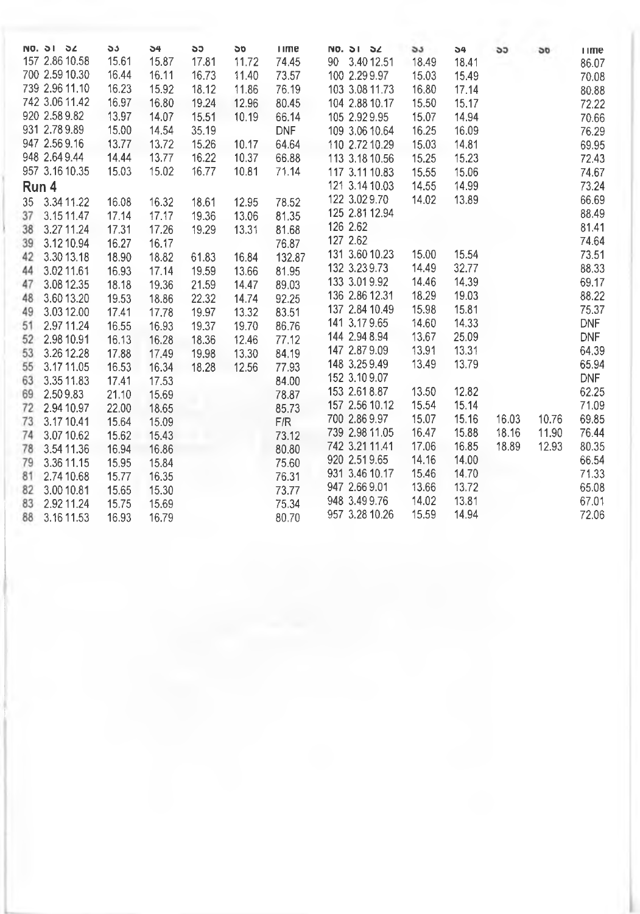| No. | S1 | S2 | S3 | S4 | S5 | S6 | Time |
|---|---|---|---|---|---|---|---|
| 157 | 2.86 | 10.58 | 15.61 | 15.87 | 17.81 | 11.72 | 74.45 |
| 700 | 2.59 | 10.30 | 16.44 | 16.11 | 16.73 | 11.40 | 73.57 |
| 739 | 2.96 | 11.10 | 16.23 | 15.92 | 18.12 | 11.86 | 76.19 |
| 742 | 3.06 | 11.42 | 16.97 | 16.80 | 19.24 | 12.96 | 80.45 |
| 920 | 2.58 | 9.82 | 13.97 | 14.07 | 15.51 | 10.19 | 66.14 |
| 931 | 2.78 | 9.89 | 15.00 | 14.54 | 35.19 | | DNF |
| 947 | 2.56 | 9.16 | 13.77 | 13.72 | 15.26 | 10.17 | 64.64 |
| 948 | 2.64 | 9.44 | 14.44 | 13.77 | 16.22 | 10.37 | 66.88 |
| 957 | 3.16 | 10.35 | 15.03 | 15.02 | 16.77 | 10.81 | 71.14 |

## Run 4

| No. | S1 | S2 | S3 | S4 | S5 | S6 | Time |
|---|---|---|---|---|---|---|---|
| 35 | 3.34 | 11.22 | 16.08 | 16.32 | 18.61 | 12.95 | 78.52 |
| 37 | 3.15 | 11.47 | 17.14 | 17.17 | 19.36 | 13.06 | 81.35 |
| 38 | 3.27 | 11.24 | 17.31 | 17.26 | 19.29 | 13.31 | 81.68 |
| 39 | 3.12 | 10.94 | 16.27 | 16.17 | | | 76.87 |
| 42 | 3.30 | 13.18 | 18.90 | 18.82 | 61.83 | 16.84 | 132.87 |
| 44 | 3.02 | 11.61 | 16.93 | 17.14 | 19.59 | 13.66 | 81.95 |
| 47 | 3.08 | 12.35 | 18.18 | 19.36 | 21.59 | 14.47 | 89.03 |
| 48 | 3.60 | 13.20 | 19.53 | 18.86 | 22.32 | 14.74 | 92.25 |
| 49 | 3.03 | 12.00 | 17.41 | 17.78 | 19.97 | 13.32 | 83.51 |
| 51 | 2.97 | 11.24 | 16.55 | 16.93 | 19.37 | 19.70 | 86.76 |
| 52 | 2.98 | 10.91 | 16.13 | 16.28 | 18.36 | 12.46 | 77.12 |
| 53 | 3.26 | 12.28 | 17.88 | 17.49 | 19.98 | 13.30 | 84.19 |
| 55 | 3.17 | 11.05 | 16.53 | 16.34 | 18.28 | 12.56 | 77.93 |
| 63 | 3.35 | 11.83 | 17.41 | 17.53 | | | 84.00 |
| 69 | 2.50 | 9.83 | 21.10 | 15.69 | | | 78.87 |
| 72 | 2.94 | 10.97 | 22.00 | 18.65 | | | 85.73 |
| 73 | 3.17 | 10.41 | 15.64 | 15.09 | | | F/R |
| 74 | 3.07 | 10.62 | 15.62 | 15.43 | | | 73.12 |
| 78 | 3.54 | 11.36 | 16.94 | 16.86 | | | 80.80 |
| 79 | 3.36 | 11.15 | 15.95 | 15.84 | | | 75.60 |
| 81 | 2.74 | 10.68 | 15.77 | 16.35 | | | 76.31 |
| 82 | 3.00 | 10.81 | 15.65 | 15.30 | | | 73.77 |
| 83 | 2.92 | 11.24 | 15.75 | 15.69 | | | 75.34 |
| 88 | 3.16 | 11.53 | 16.93 | 16.79 | | | 80.70 |
| 90 | 3.40 | 12.51 | 18.49 | 18.41 | | | 86.07 |
| 100 | 2.29 | 9.97 | 15.03 | 15.49 | | | 70.08 |
| 103 | 3.08 | 11.73 | 16.80 | 17.14 | | | 80.88 |
| 104 | 2.88 | 10.17 | 15.50 | 15.17 | | | 72.22 |
| 105 | 2.92 | 9.95 | 15.07 | 14.94 | | | 70.66 |
| 109 | 3.06 | 10.64 | 16.25 | 16.09 | | | 76.29 |
| 110 | 2.72 | 10.29 | 15.03 | 14.81 | | | 69.95 |
| 113 | 3.18 | 10.56 | 15.25 | 15.23 | | | 72.43 |
| 117 | 3.11 | 10.83 | 15.55 | 15.06 | | | 74.67 |
| 121 | 3.14 | 10.03 | 14.55 | 14.99 | | | 73.24 |
| 122 | 3.02 | 9.70 | 14.02 | 13.89 | | | 66.69 |
| 125 | 2.81 | 12.94 | | | | | 88.49 |
| 126 | 2.62 | | | | | | 81.41 |
| 127 | 2.62 | | | | | | 74.64 |
| 131 | 3.60 | 10.23 | 15.00 | 15.54 | | | 73.51 |
| 132 | 3.23 | 9.73 | 14.49 | 32.77 | | | 88.33 |
| 133 | 3.01 | 9.92 | 14.46 | 14.39 | | | 69.17 |
| 136 | 2.86 | 12.31 | 18.29 | 19.03 | | | 88.22 |
| 137 | 2.84 | 10.49 | 15.98 | 15.81 | | | 75.37 |
| 141 | 3.17 | 9.65 | 14.60 | 14.33 | | | DNF |
| 144 | 2.94 | 8.94 | 13.67 | 25.09 | | | DNF |
| 147 | 2.87 | 9.09 | 13.91 | 13.31 | | | 64.39 |
| 148 | 3.25 | 9.49 | 13.49 | 13.79 | | | 65.94 |
| 152 | 3.10 | 9.07 | | | | | DNF |
| 153 | 2.61 | 8.87 | 13.50 | 12.82 | | | 62.25 |
| 157 | 2.56 | 10.12 | 15.54 | 15.14 | | | 71.09 |
| 700 | 2.86 | 9.97 | 15.07 | 15.16 | 16.03 | 10.76 | 69.85 |
| 739 | 2.98 | 11.05 | 16.47 | 15.88 | 18.16 | 11.90 | 76.44 |
| 742 | 3.21 | 11.41 | 17.06 | 16.85 | 18.89 | 12.93 | 80.35 |
| 920 | 2.51 | 9.65 | 14.16 | 14.00 | | | 66.54 |
| 931 | 3.46 | 10.17 | 15.46 | 14.70 | | | 71.33 |
| 947 | 2.66 | 9.01 | 13.66 | 13.72 | | | 65.08 |
| 948 | 3.49 | 9.76 | 14.02 | 13.81 | | | 67.01 |
| 957 | 3.28 | 10.26 | 15.59 | 14.94 | | | 72.06 |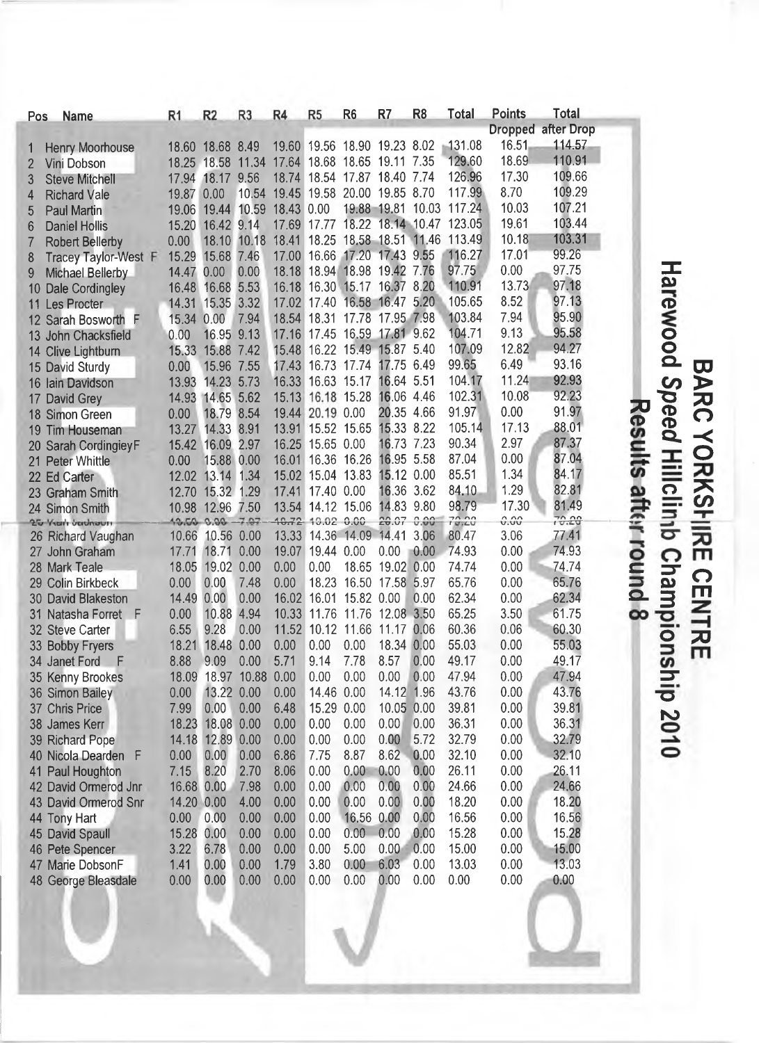# BARC YORKSHIRE CENTRE

## Harewood Speed Hillclimb Championship 2010

### Results after round 8

| Pos | Name | R1 | R2 | R3 | R4 | R5 | R6 | R7 | R8 | Total | Points Dropped | Total after Drop |
|---|---|---|---|---|---|---|---|---|---|---|---|---|
| 1 | Henry Moorhouse | 18.60 | 18.68 | 8.49 | 19.60 | 19.56 | 18.90 | 19.23 | 8.02 | 131.08 | 16.51 | 114.57 |
| 2 | Vini Dobson | 18.25 | 18.58 | 11.34 | 17.64 | 18.68 | 18.65 | 19.11 | 7.35 | 129.60 | 18.69 | 110.91 |
| 3 | Steve Mitchell | 17.94 | 18.17 | 9.56 | 18.74 | 18.54 | 17.87 | 18.40 | 7.74 | 126.96 | 17.30 | 109.66 |
| 4 | Richard Vale | 19.87 | 0.00 | 10.54 | 19.45 | 19.58 | 20.00 | 19.85 | 8.70 | 117.99 | 8.70 | 109.29 |
| 5 | Paul Martin | 19.06 | 19.44 | 10.59 | 18.43 | 0.00 | 19.88 | 19.81 | 10.03 | 117.24 | 10.03 | 107.21 |
| 6 | Daniel Hollis | 15.20 | 16.42 | 9.14 | 17.69 | 17.77 | 18.22 | 18.14 | 10.47 | 123.05 | 19.61 | 103.44 |
| 7 | Robert Bellerby | 0.00 | 18.10 | 10.18 | 18.41 | 18.25 | 18.58 | 18.51 | 11.46 | 113.49 | 10.18 | 103.31 |
| 8 | Tracey Taylor-West F | 15.29 | 15.68 | 7.46 | 17.00 | 16.66 | 17.20 | 17.43 | 9.55 | 116.27 | 17.01 | 99.26 |
| 9 | Michael Bellerby | 14.47 | 0.00 | 0.00 | 18.18 | 18.94 | 18.98 | 19.42 | 7.76 | 97.75 | 0.00 | 97.75 |
| 10 | Dale Cordingley | 16.48 | 16.68 | 5.53 | 16.18 | 16.30 | 15.17 | 16.37 | 8.20 | 110.91 | 13.73 | 97.18 |
| 11 | Les Procter | 14.31 | 15.35 | 3.32 | 17.02 | 17.40 | 16.58 | 16.47 | 5.20 | 105.65 | 8.52 | 97.13 |
| 12 | Sarah Bosworth F | 15.34 | 0.00 | 7.94 | 18.54 | 18.31 | 17.78 | 17.95 | 7.98 | 103.84 | 7.94 | 95.90 |
| 13 | John Chacksfield | 0.00 | 16.95 | 9.13 | 17.16 | 17.45 | 16.59 | 17.81 | 9.62 | 104.71 | 9.13 | 95.58 |
| 14 | Clive Lightburn | 15.33 | 15.88 | 7.42 | 15.48 | 16.22 | 15.49 | 15.87 | 5.40 | 107.09 | 12.82 | 94.27 |
| 15 | David Sturdy | 0.00 | 15.96 | 7.55 | 17.43 | 16.73 | 17.74 | 17.75 | 6.49 | 99.65 | 6.49 | 93.16 |
| 16 | Iain Davidson | 13.93 | 14.23 | 5.73 | 16.33 | 16.63 | 15.17 | 16.64 | 5.51 | 104.17 | 11.24 | 92.93 |
| 17 | David Grey | 14.93 | 14.65 | 5.62 | 15.13 | 16.18 | 15.28 | 16.06 | 4.46 | 102.31 | 10.08 | 92.23 |
| 18 | Simon Green | 0.00 | 18.79 | 8.54 | 19.44 | 20.19 | 0.00 | 20.35 | 4.66 | 91.97 | 0.00 | 91.97 |
| 19 | Tim Houseman | 13.27 | 14.33 | 8.91 | 13.91 | 15.52 | 15.65 | 15.33 | 8.22 | 105.14 | 17.13 | 88.01 |
| 20 | Sarah Cordingley F | 15.42 | 16.09 | 2.97 | 16.25 | 15.65 | 0.00 | 16.73 | 7.23 | 90.34 | 2.97 | 87.37 |
| 21 | Peter Whittle | 0.00 | 15.88 | 0.00 | 16.01 | 16.36 | 16.26 | 16.95 | 5.58 | 87.04 | 0.00 | 87.04 |
| 22 | Ed Carter | 12.02 | 13.14 | 1.34 | 15.02 | 15.04 | 13.83 | 15.12 | 0.00 | 85.51 | 1.34 | 84.17 |
| 23 | Graham Smith | 12.70 | 15.32 | 1.29 | 17.41 | 17.40 | 0.00 | 16.36 | 3.62 | 84.10 | 1.29 | 82.81 |
| 24 | Simon Smith | 10.98 | 12.96 | 7.50 | 13.54 | 14.12 | 15.06 | 14.83 | 9.80 | 98.79 | 17.30 | 81.49 |
| 25 | Ken Jackson | 13.50 | 0.00 | 7.07 | 16.72 | 18.02 | 0.00 | 20.07 | 0.00 | 75.28 | 0.00 | 75.28 |
| 26 | Richard Vaughan | 10.66 | 10.56 | 0.00 | 13.33 | 14.36 | 14.09 | 14.41 | 3.06 | 80.47 | 3.06 | 77.41 |
| 27 | John Graham | 17.71 | 18.71 | 0.00 | 19.07 | 19.44 | 0.00 | 0.00 | 0.00 | 74.93 | 0.00 | 74.93 |
| 28 | Mark Teale | 18.05 | 19.02 | 0.00 | 0.00 | 0.00 | 18.65 | 19.02 | 0.00 | 74.74 | 0.00 | 74.74 |
| 29 | Colin Birkbeck | 0.00 | 0.00 | 7.48 | 0.00 | 18.23 | 16.50 | 17.58 | 5.97 | 65.76 | 0.00 | 65.76 |
| 30 | David Blakeston | 14.49 | 0.00 | 0.00 | 16.02 | 16.01 | 15.82 | 0.00 | 0.00 | 62.34 | 0.00 | 62.34 |
| 31 | Natasha Forret F | 0.00 | 10.88 | 4.94 | 10.33 | 11.76 | 11.76 | 12.08 | 3.50 | 65.25 | 3.50 | 61.75 |
| 32 | Steve Carter | 6.55 | 9.28 | 0.00 | 11.52 | 10.12 | 11.66 | 11.17 | 0.06 | 60.36 | 0.06 | 60.30 |
| 33 | Bobby Fryers | 18.21 | 18.48 | 0.00 | 0.00 | 0.00 | 0.00 | 18.34 | 0.00 | 55.03 | 0.00 | 55.03 |
| 34 | Janet Ford F | 8.88 | 9.09 | 0.00 | 5.71 | 9.14 | 7.78 | 8.57 | 0.00 | 49.17 | 0.00 | 49.17 |
| 35 | Kenny Brookes | 18.09 | 18.97 | 10.88 | 0.00 | 0.00 | 0.00 | 0.00 | 0.00 | 47.94 | 0.00 | 47.94 |
| 36 | Simon Bailey | 0.00 | 13.22 | 0.00 | 0.00 | 14.46 | 0.00 | 14.12 | 1.96 | 43.76 | 0.00 | 43.76 |
| 37 | Chris Price | 7.99 | 0.00 | 0.00 | 6.48 | 15.29 | 0.00 | 10.05 | 0.00 | 39.81 | 0.00 | 39.81 |
| 38 | James Kerr | 18.23 | 18.08 | 0.00 | 0.00 | 0.00 | 0.00 | 0.00 | 0.00 | 36.31 | 0.00 | 36.31 |
| 39 | Richard Pope | 14.18 | 12.89 | 0.00 | 0.00 | 0.00 | 0.00 | 0.00 | 5.72 | 32.79 | 0.00 | 32.79 |
| 40 | Nicola Dearden F | 0.00 | 0.00 | 0.00 | 6.86 | 7.75 | 8.87 | 8.62 | 0.00 | 32.10 | 0.00 | 32.10 |
| 41 | Paul Houghton | 7.15 | 8.20 | 2.70 | 8.06 | 0.00 | 0.00 | 0.00 | 0.00 | 26.11 | 0.00 | 26.11 |
| 42 | David Ormerod Jnr | 16.68 | 0.00 | 7.98 | 0.00 | 0.00 | 0.00 | 0.00 | 0.00 | 24.66 | 0.00 | 24.66 |
| 43 | David Ormerod Snr | 14.20 | 0.00 | 4.00 | 0.00 | 0.00 | 0.00 | 0.00 | 0.00 | 18.20 | 0.00 | 18.20 |
| 44 | Tony Hart | 0.00 | 0.00 | 0.00 | 0.00 | 0.00 | 16.56 | 0.00 | 0.00 | 16.56 | 0.00 | 16.56 |
| 45 | David Spaull | 15.28 | 0.00 | 0.00 | 0.00 | 0.00 | 0.00 | 0.00 | 0.00 | 15.28 | 0.00 | 15.28 |
| 46 | Pete Spencer | 3.22 | 6.78 | 0.00 | 0.00 | 0.00 | 5.00 | 0.00 | 0.00 | 15.00 | 0.00 | 15.00 |
| 47 | Marie Dobson F | 1.41 | 0.00 | 0.00 | 1.79 | 3.80 | 0.00 | 6.03 | 0.00 | 13.03 | 0.00 | 13.03 |
| 48 | George Bleasdale | 0.00 | 0.00 | 0.00 | 0.00 | 0.00 | 0.00 | 0.00 | 0.00 | 0.00 | 0.00 | 0.00 |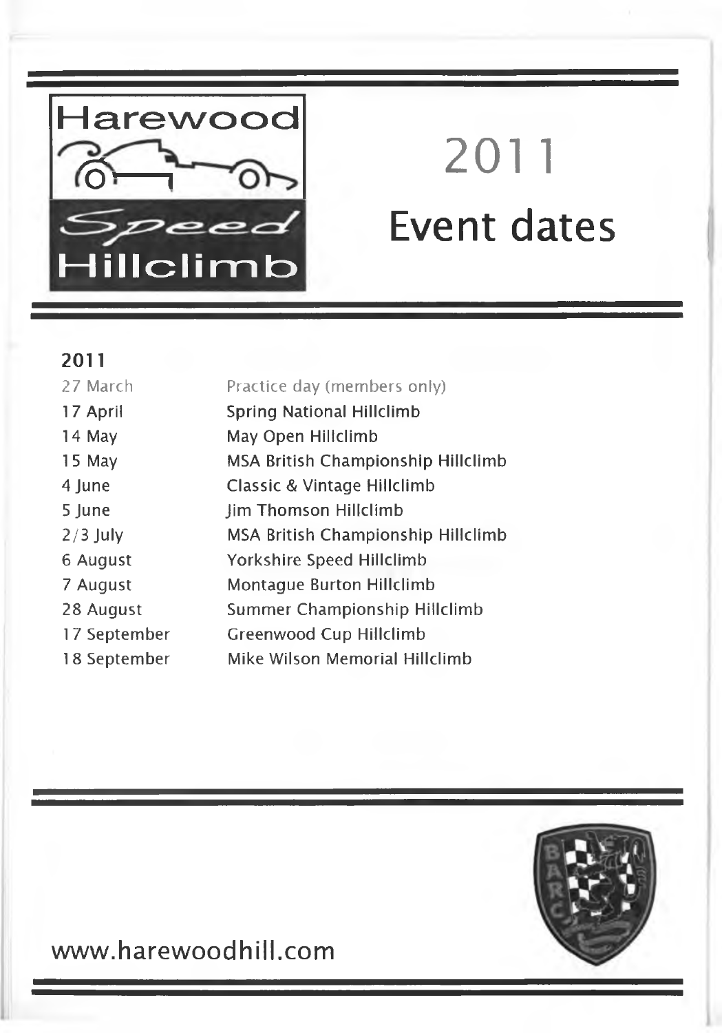Harewood Speed Hillclimb

# 2011 Event dates

## 2011

| | |
|---|---|
| 27 March | Practice day (members only) |
| 17 April | Spring National Hillclimb |
| 14 May | May Open Hillclimb |
| 15 May | MSA British Championship Hillclimb |
| 4 June | Classic & Vintage Hillclimb |
| 5 June | Jim Thomson Hillclimb |
| 2/3 July | MSA British Championship Hillclimb |
| 6 August | Yorkshire Speed Hillclimb |
| 7 August | Montague Burton Hillclimb |
| 28 August | Summer Championship Hillclimb |
| 17 September | Greenwood Cup Hillclimb |
| 18 September | Mike Wilson Memorial Hillclimb |

www.harewoodhill.com